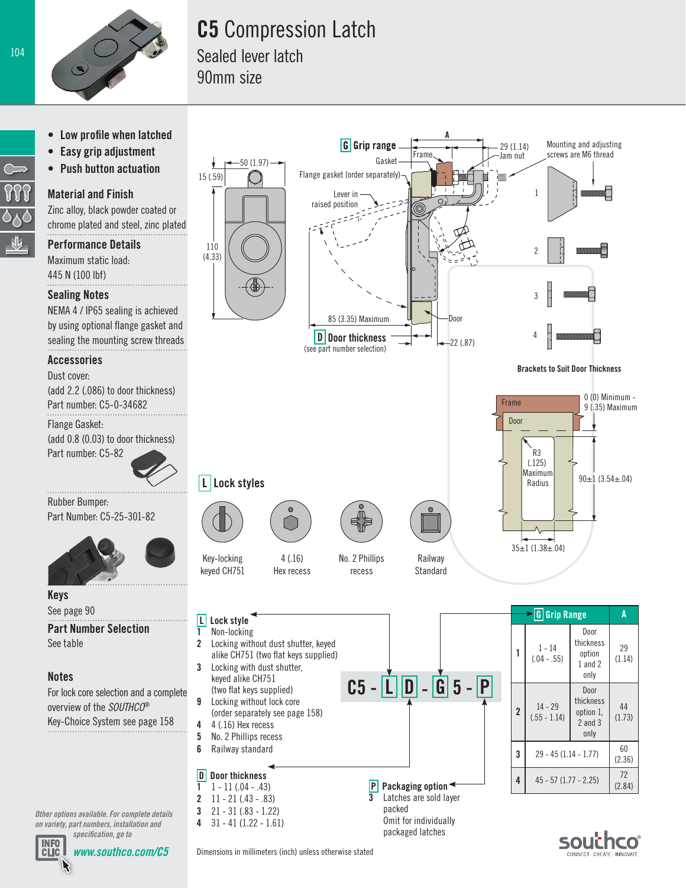# C5 Compression Latch

## Sealed lever latch
## 90mm size

- Low profile when latched
- Easy grip adjustment
- Push button actuation

### Material and Finish
Zinc alloy, black powder coated or chrome plated and steel, zinc plated

### Performance Details
Maximum static load:
445 N (100 lbf)

### Sealing Notes
NEMA 4 / IP65 sealing is achieved by using optional flange gasket and sealing the mounting screw threads

### Accessories
Dust cover:
(add 2.2 (.086) to door thickness)
Part number: C5-0-34682

Flange Gasket:
(add 0.8 (0.03) to door thickness)
Part number: C5-82

Rubber Bumper:
Part Number: C5-25-301-82

### Keys
See page 90

### Part Number Selection
See table

### Notes
For lock core selection and a complete overview of the *SOUTHCO*® Key-Choice System see page 158

*Other options available. For complete details on variety, part numbers, installation and specification, go to*
***www.southco.com/C5***

---

G Grip range; A; 29 (1.14) Jam nut; Mounting and adjusting screws are M6 thread; Frame; Gasket; Flange gasket (order separately); Lever in raised position; 85 (3.35) Maximum; Door; D Door thickness (see part number selection); 22 (.87); 50 (1.97); 15 (.59); 110 (4.33)

**Brackets to Suit Door Thickness**: 1, 2, 3, 4

Frame; Door; 0 (0) Minimum - 9 (.35) Maximum; R3 (.125) Maximum Radius; 90±1 (3.54±.04); 35±1 (1.38±.04)

### L Lock styles

| Key-locking keyed CH751 | 4 (.16) Hex recess | No. 2 Phillips recess | Railway Standard |
|---|---|---|---|

## C5 - L D - G 5 - P

**L Lock style**
1. Non-locking
2. Locking without dust shutter, keyed alike CH751 (two flat keys supplied)
3. Locking with dust shutter, keyed alike CH751 (two flat keys supplied)
9. Locking without lock core (order separately see page 158)
4. 4 (.16) Hex recess
5. No. 2 Phillips recess
6. Railway standard

**D Door thickness**
1. 1 - 11 (.04 - .43)
2. 11 - 21 (.43 - .83)
3. 21 - 31 (.83 - 1.22)
4. 31 - 41 (1.22 - 1.61)

**P Packaging option**
3. Latches are sold layer packed

Omit for individually packaged latches

| G Grip Range | | | A |
|---|---|---|---|
| 1 | 1 - 14 (.04 - .55) | Door thickness option 1 and 2 only | 29 (1.14) |
| 2 | 14 - 29 (.55 - 1.14) | Door thickness option 1, 2 and 3 only | 44 (1.73) |
| 3 | 29 - 45 (1.14 - 1.77) | | 60 (2.36) |
| 4 | 45 - 57 (1.77 - 2.25) | | 72 (2.84) |

Dimensions in millimeters (inch) unless otherwise stated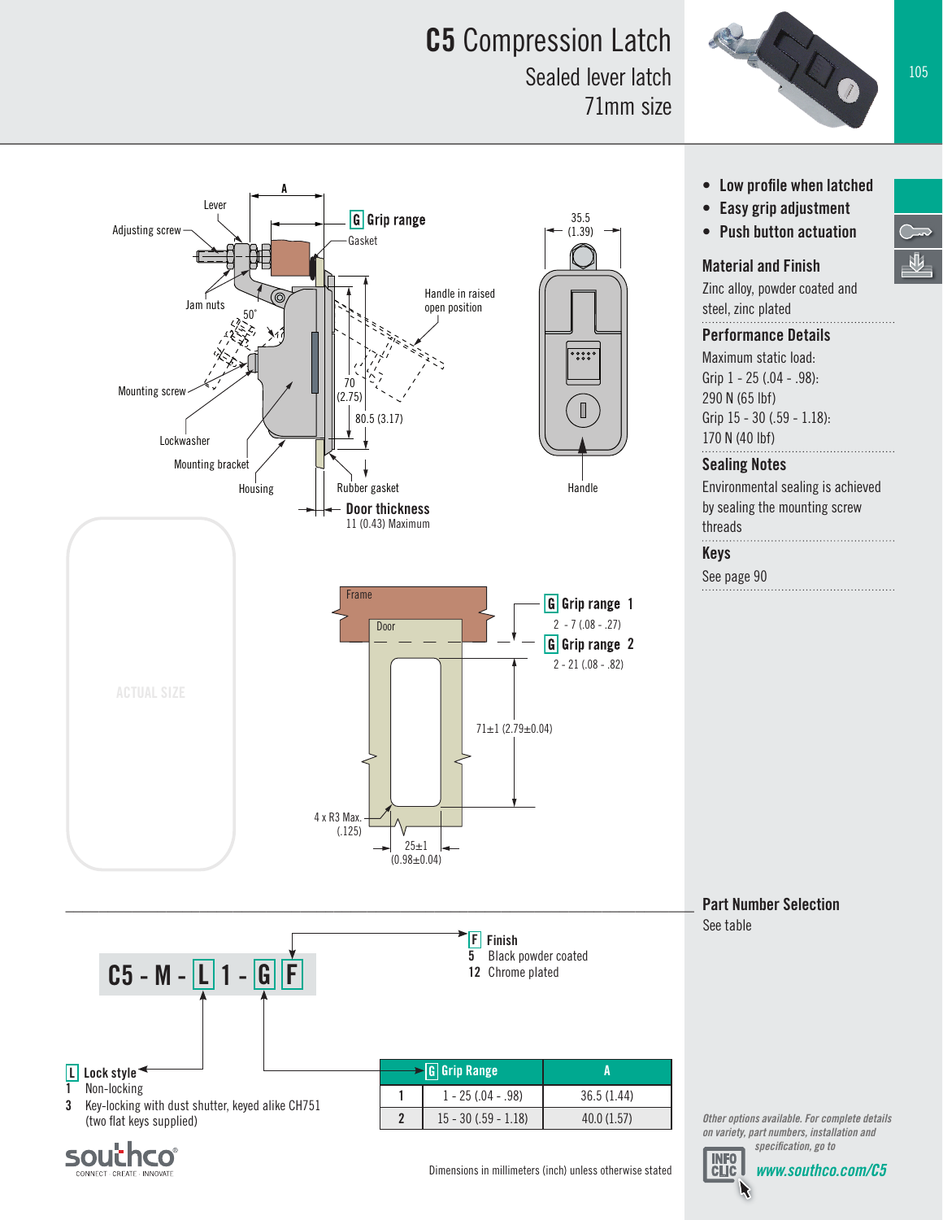# C5 Compression Latch

## Sealed lever latch
## 71mm size

- Low profile when latched
- Easy grip adjustment
- Push button actuation

### Material and Finish

Zinc alloy, powder coated and steel, zinc plated

### Performance Details

Maximum static load:
Grip 1 - 25 (.04 - .98):
290 N (65 lbf)
Grip 15 - 30 (.59 - 1.18):
170 N (40 lbf)

### Sealing Notes

Environmental sealing is achieved by sealing the mounting screw threads

### Keys

See page 90

A
Lever
Adjusting screw
G Grip range
Gasket
Jam nuts
50°
Handle in raised open position
70 (2.75)
80.5 (3.17)
Mounting screw
Lockwasher
Mounting bracket
Housing
Rubber gasket
35.5 (1.39)
Handle
**Door thickness**
11 (0.43) Maximum

ACTUAL SIZE

Frame
Door
G Grip range 1
2 - 7 (.08 - .27)
G Grip range 2
2 - 21 (.08 - .82)
71±1 (2.79±0.04)
4 x R3 Max. (.125)
25±1 (0.98±0.04)

### Part Number Selection

See table

**C5 - M - L 1 - G F**

**F Finish**
5 Black powder coated
12 Chrome plated

**L Lock style**
1 Non-locking
3 Key-locking with dust shutter, keyed alike CH751 (two flat keys supplied)

| G Grip Range | | A |
|---|---|---|
| 1 | 1 - 25 (.04 - .98) | 36.5 (1.44) |
| 2 | 15 - 30 (.59 - 1.18) | 40.0 (1.57) |

Dimensions in millimeters (inch) unless otherwise stated

*Other options available. For complete details on variety, part numbers, installation and specification, go to*
*www.southco.com/C5*